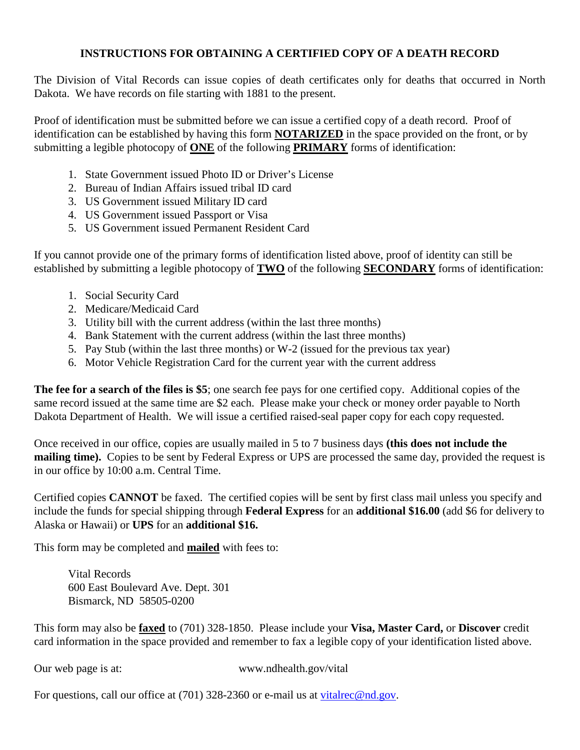# INSTRUCTIONS FOR OBTAINING A CERTIFIED COPY OF A DEATH RECORD

The Division of Vital Records can issue copies of death certificates only for deaths that occurred in North Dakota. We have records on file starting with 1881 to the present.

Proof of identification must be submitted before we can issue a certified copy of a death record. Proof of identification can be established by having this form **NOTARIZED** in the space provided on the front, or by submitting a legible photocopy of **ONE** of the following **PRIMARY** forms of identification:

1. State Government issued Photo ID or Driver's License
2. Bureau of Indian Affairs issued tribal ID card
3. US Government issued Military ID card
4. US Government issued Passport or Visa
5. US Government issued Permanent Resident Card

If you cannot provide one of the primary forms of identification listed above, proof of identity can still be established by submitting a legible photocopy of **TWO** of the following **SECONDARY** forms of identification:

1. Social Security Card
2. Medicare/Medicaid Card
3. Utility bill with the current address (within the last three months)
4. Bank Statement with the current address (within the last three months)
5. Pay Stub (within the last three months) or W-2 (issued for the previous tax year)
6. Motor Vehicle Registration Card for the current year with the current address

**The fee for a search of the files is $5**; one search fee pays for one certified copy. Additional copies of the same record issued at the same time are $2 each. Please make your check or money order payable to North Dakota Department of Health. We will issue a certified raised-seal paper copy for each copy requested.

Once received in our office, copies are usually mailed in 5 to 7 business days **(this does not include the mailing time).** Copies to be sent by Federal Express or UPS are processed the same day, provided the request is in our office by 10:00 a.m. Central Time.

Certified copies **CANNOT** be faxed. The certified copies will be sent by first class mail unless you specify and include the funds for special shipping through **Federal Express** for an **additional $16.00** (add $6 for delivery to Alaska or Hawaii) or **UPS** for an **additional $16.**

This form may be completed and **mailed** with fees to:

Vital Records
600 East Boulevard Ave. Dept. 301
Bismarck, ND 58505-0200

This form may also be **faxed** to (701) 328-1850. Please include your **Visa, Master Card,** or **Discover** credit card information in the space provided and remember to fax a legible copy of your identification listed above.

Our web page is at: www.ndhealth.gov/vital

For questions, call our office at (701) 328-2360 or e-mail us at vitalrec@nd.gov.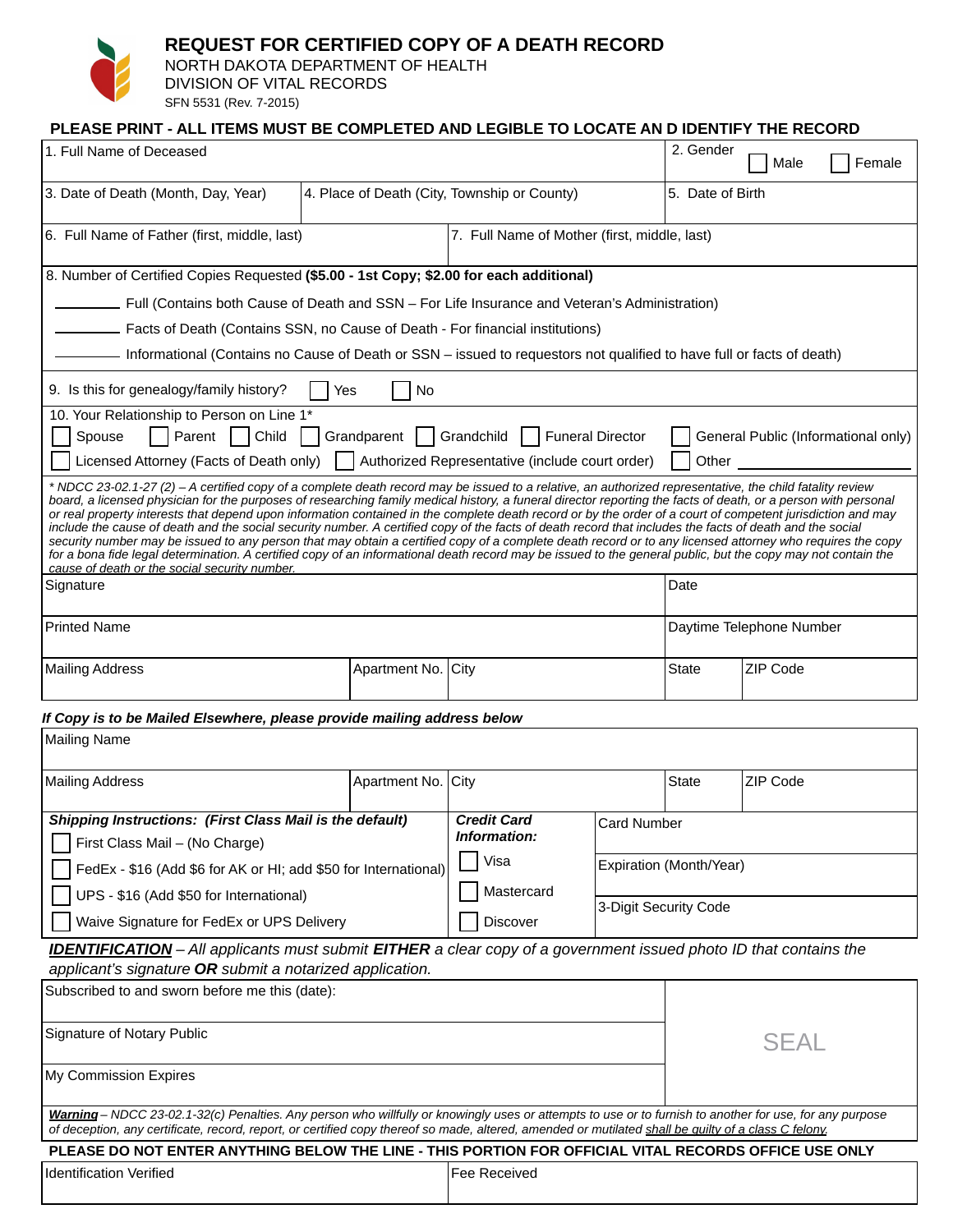# REQUEST FOR CERTIFIED COPY OF A DEATH RECORD

NORTH DAKOTA DEPARTMENT OF HEALTH
DIVISION OF VITAL RECORDS
SFN 5531 (Rev. 7-2015)

**PLEASE PRINT - ALL ITEMS MUST BE COMPLETED AND LEGIBLE TO LOCATE AN D IDENTIFY THE RECORD**

| | | |
|---|---|---|
| 1. Full Name of Deceased | | 2. Gender ☐ Male ☐ Female |
| 3. Date of Death (Month, Day, Year) | 4. Place of Death (City, Township or County) | 5. Date of Birth |
| 6. Full Name of Father (first, middle, last) | 7. Full Name of Mother (first, middle, last) | |

8. Number of Certified Copies Requested **($5.00 - 1st Copy; $2.00 for each additional)**

_______ Full (Contains both Cause of Death and SSN – For Life Insurance and Veteran's Administration)

_______ Facts of Death (Contains SSN, no Cause of Death - For financial institutions)

_______ Informational (Contains no Cause of Death or SSN – issued to requestors not qualified to have full or facts of death)

9. Is this for genealogy/family history? ☐ Yes ☐ No

10. Your Relationship to Person on Line 1*

☐ Spouse ☐ Parent ☐ Child ☐ Grandparent ☐ Grandchild ☐ Funeral Director ☐ General Public (Informational only)

☐ Licensed Attorney (Facts of Death only) ☐ Authorized Representative (include court order) ☐ Other ________

*\* NDCC 23-02.1-27 (2) – A certified copy of a complete death record may be issued to a relative, an authorized representative, the child fatality review board, a licensed physician for the purposes of researching family medical history, a funeral director reporting the facts of death, or a person with personal or real property interests that depend upon information contained in the complete death record or by the order of a court of competent jurisdiction and may include the cause of death and the social security number. A certified copy of the facts of death record that includes the facts of death and the social security number may be issued to any person that may obtain a certified copy of a complete death record or to any licensed attorney who requires the copy for a bona fide legal determination. A certified copy of an informational death record may be issued to the general public, but the copy may not contain the cause of death or the social security number.*

| | | | | |
|---|---|---|---|---|
| Signature | | | Date | |
| Printed Name | | | Daytime Telephone Number | |
| Mailing Address | Apartment No. | City | State | ZIP Code |

***If Copy is to be Mailed Elsewhere, please provide mailing address below***

| | | | | |
|---|---|---|---|---|
| Mailing Name | | | | |
| Mailing Address | Apartment No. | City | State | ZIP Code |

| | | |
|---|---|---|
| ***Shipping Instructions: (First Class Mail is the default)*** | ***Credit Card Information:*** | Card Number |
| ☐ First Class Mail – (No Charge) | ☐ Visa | Expiration (Month/Year) |
| ☐ FedEx - $16 (Add $6 for AK or HI; add $50 for International) | ☐ Mastercard | 3-Digit Security Code |
| ☐ UPS - $16 (Add $50 for International) | ☐ Discover | |
| ☐ Waive Signature for FedEx or UPS Delivery | | |

***IDENTIFICATION** – All applicants must submit **EITHER** a clear copy of a government issued photo ID that contains the applicant's signature **OR** submit a notarized application.*

| | |
|---|---|
| Subscribed to and sworn before me this (date): | SEAL |
| Signature of Notary Public | |
| My Commission Expires | |

***Warning** – NDCC 23-02.1-32(c) Penalties. Any person who willfully or knowingly uses or attempts to use or to furnish to another for use, for any purpose of deception, any certificate, record, report, or certified copy thereof so made, altered, amended or mutilated shall be guilty of a class C felony.*

**PLEASE DO NOT ENTER ANYTHING BELOW THE LINE - THIS PORTION FOR OFFICIAL VITAL RECORDS OFFICE USE ONLY**

| | |
|---|---|
| Identification Verified | Fee Received |